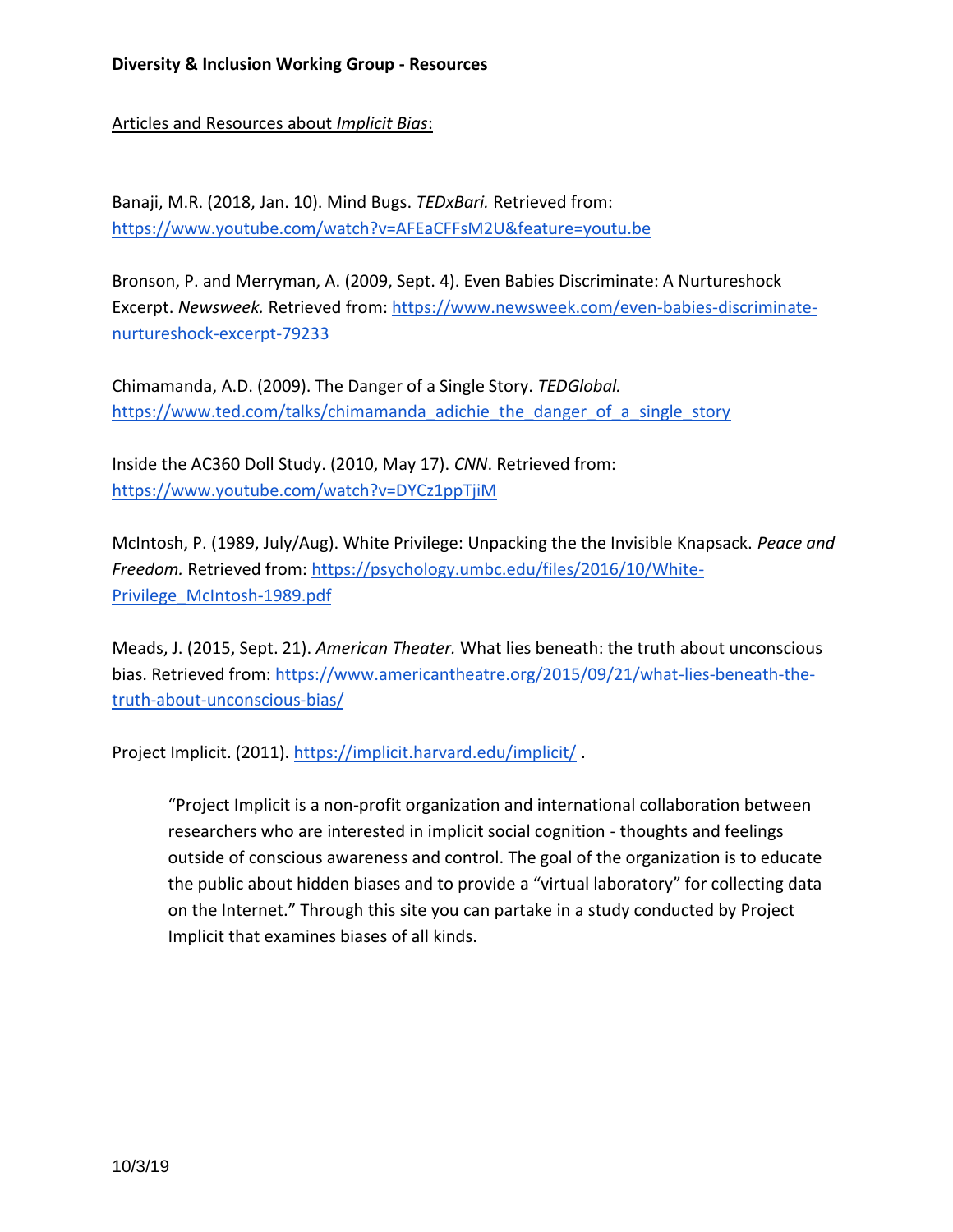**Diversity & Inclusion Working Group - Resources**

<u>Articles and Resources about *Implicit Bias*:</u>

Banaji, M.R. (2018, Jan. 10). Mind Bugs. *TEDxBari.* Retrieved from: [https://www.youtube.com/watch?v=AFEaCFFsM2U&feature=youtu.be](https://www.youtube.com/watch?v=AFEaCFFsM2U&feature=youtu.be)

Bronson, P. and Merryman, A. (2009, Sept. 4). Even Babies Discriminate: A Nurtureshock Excerpt. *Newsweek.* Retrieved from: [https://www.newsweek.com/even-babies-discriminate-nurtureshock-excerpt-79233](https://www.newsweek.com/even-babies-discriminate-nurtureshock-excerpt-79233)

Chimamanda, A.D. (2009). The Danger of a Single Story. *TEDGlobal.* [https://www.ted.com/talks/chimamanda_adichie_the_danger_of_a_single_story](https://www.ted.com/talks/chimamanda_adichie_the_danger_of_a_single_story)

Inside the AC360 Doll Study. (2010, May 17). *CNN*. Retrieved from: [https://www.youtube.com/watch?v=DYCz1ppTjiM](https://www.youtube.com/watch?v=DYCz1ppTjiM)

McIntosh, P. (1989, July/Aug). White Privilege: Unpacking the the Invisible Knapsack. *Peace and Freedom.* Retrieved from: [https://psychology.umbc.edu/files/2016/10/White-Privilege_McIntosh-1989.pdf](https://psychology.umbc.edu/files/2016/10/White-Privilege_McIntosh-1989.pdf)

Meads, J. (2015, Sept. 21). *American Theater.* What lies beneath: the truth about unconscious bias. Retrieved from: [https://www.americantheatre.org/2015/09/21/what-lies-beneath-the-truth-about-unconscious-bias/](https://www.americantheatre.org/2015/09/21/what-lies-beneath-the-truth-about-unconscious-bias/)

Project Implicit. (2011). [https://implicit.harvard.edu/implicit/](https://implicit.harvard.edu/implicit/) .

> "Project Implicit is a non-profit organization and international collaboration between researchers who are interested in implicit social cognition - thoughts and feelings outside of conscious awareness and control. The goal of the organization is to educate the public about hidden biases and to provide a "virtual laboratory" for collecting data on the Internet." Through this site you can partake in a study conducted by Project Implicit that examines biases of all kinds.

10/3/19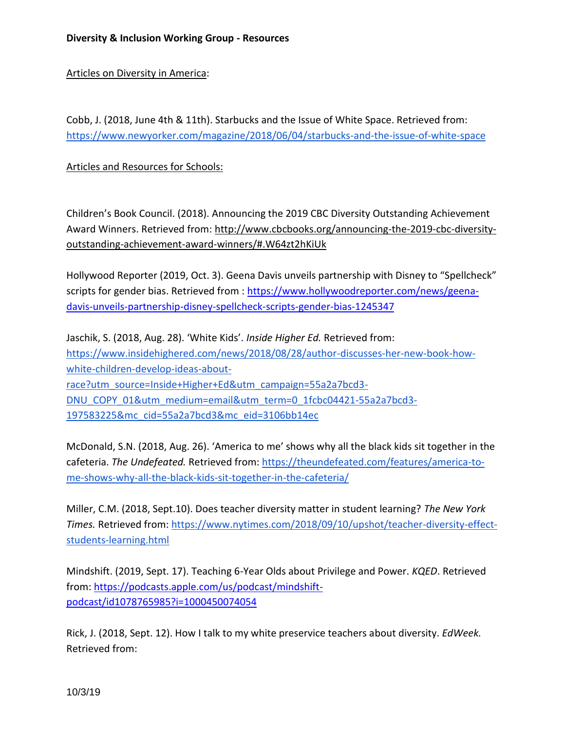**Diversity & Inclusion Working Group - Resources**

Articles on Diversity in America:

Cobb, J. (2018, June 4th & 11th). Starbucks and the Issue of White Space. Retrieved from: https://www.newyorker.com/magazine/2018/06/04/starbucks-and-the-issue-of-white-space

Articles and Resources for Schools:

Children's Book Council. (2018). Announcing the 2019 CBC Diversity Outstanding Achievement Award Winners. Retrieved from: http://www.cbcbooks.org/announcing-the-2019-cbc-diversity-outstanding-achievement-award-winners/#.W64zt2hKiUk

Hollywood Reporter (2019, Oct. 3). Geena Davis unveils partnership with Disney to "Spellcheck" scripts for gender bias. Retrieved from : https://www.hollywoodreporter.com/news/geena-davis-unveils-partnership-disney-spellcheck-scripts-gender-bias-1245347

Jaschik, S. (2018, Aug. 28). 'White Kids'. *Inside Higher Ed.* Retrieved from: https://www.insidehighered.com/news/2018/08/28/author-discusses-her-new-book-how-white-children-develop-ideas-about-race?utm_source=Inside+Higher+Ed&utm_campaign=55a2a7bcd3-DNU_COPY_01&utm_medium=email&utm_term=0_1fcbc04421-55a2a7bcd3-197583225&mc_cid=55a2a7bcd3&mc_eid=3106bb14ec

McDonald, S.N. (2018, Aug. 26). 'America to me' shows why all the black kids sit together in the cafeteria. *The Undefeated.* Retrieved from: https://theundefeated.com/features/america-to-me-shows-why-all-the-black-kids-sit-together-in-the-cafeteria/

Miller, C.M. (2018, Sept.10). Does teacher diversity matter in student learning? *The New York Times.* Retrieved from: https://www.nytimes.com/2018/09/10/upshot/teacher-diversity-effect-students-learning.html

Mindshift. (2019, Sept. 17). Teaching 6-Year Olds about Privilege and Power. *KQED*. Retrieved from: https://podcasts.apple.com/us/podcast/mindshift-podcast/id1078765985?i=1000450074054

Rick, J. (2018, Sept. 12). How I talk to my white preservice teachers about diversity. *EdWeek.* Retrieved from: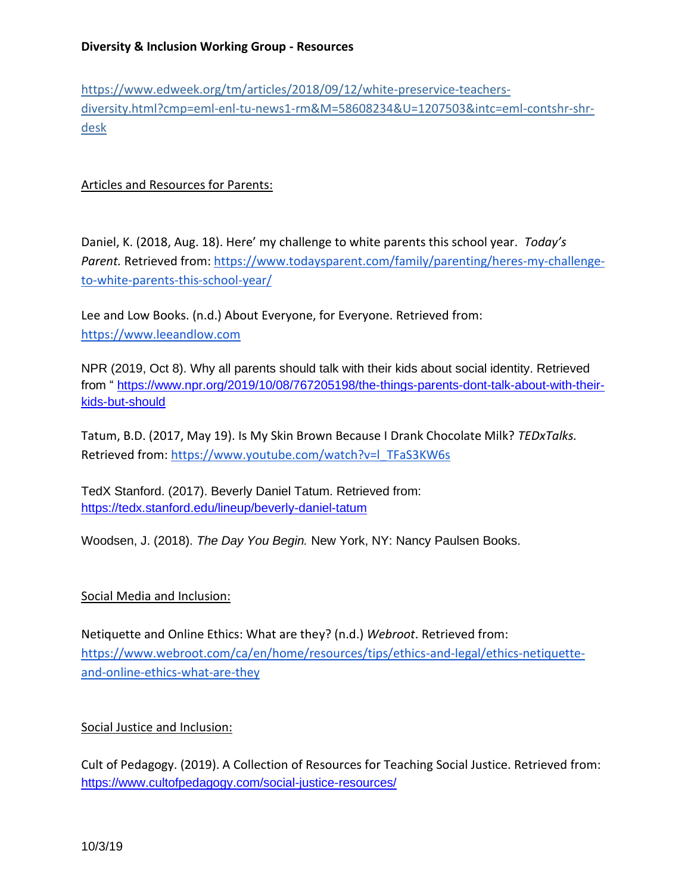https://www.edweek.org/tm/articles/2018/09/12/white-preservice-teachers-diversity.html?cmp=eml-enl-tu-news1-rm&M=58608234&U=1207503&intc=eml-contshr-shr-desk

Articles and Resources for Parents:

Daniel, K. (2018, Aug. 18). Here' my challenge to white parents this school year. *Today's Parent.* Retrieved from: https://www.todaysparent.com/family/parenting/heres-my-challenge-to-white-parents-this-school-year/

Lee and Low Books. (n.d.) About Everyone, for Everyone. Retrieved from: https://www.leeandlow.com

NPR (2019, Oct 8). Why all parents should talk with their kids about social identity. Retrieved from " https://www.npr.org/2019/10/08/767205198/the-things-parents-dont-talk-about-with-their-kids-but-should

Tatum, B.D. (2017, May 19). Is My Skin Brown Because I Drank Chocolate Milk? *TEDxTalks.* Retrieved from: https://www.youtube.com/watch?v=l_TFaS3KW6s

TedX Stanford. (2017). Beverly Daniel Tatum. Retrieved from: https://tedx.stanford.edu/lineup/beverly-daniel-tatum

Woodsen, J. (2018). *The Day You Begin.* New York, NY: Nancy Paulsen Books.

Social Media and Inclusion:

Netiquette and Online Ethics: What are they? (n.d.) *Webroot*. Retrieved from: https://www.webroot.com/ca/en/home/resources/tips/ethics-and-legal/ethics-netiquette-and-online-ethics-what-are-they

Social Justice and Inclusion:

Cult of Pedagogy. (2019). A Collection of Resources for Teaching Social Justice. Retrieved from: https://www.cultofpedagogy.com/social-justice-resources/